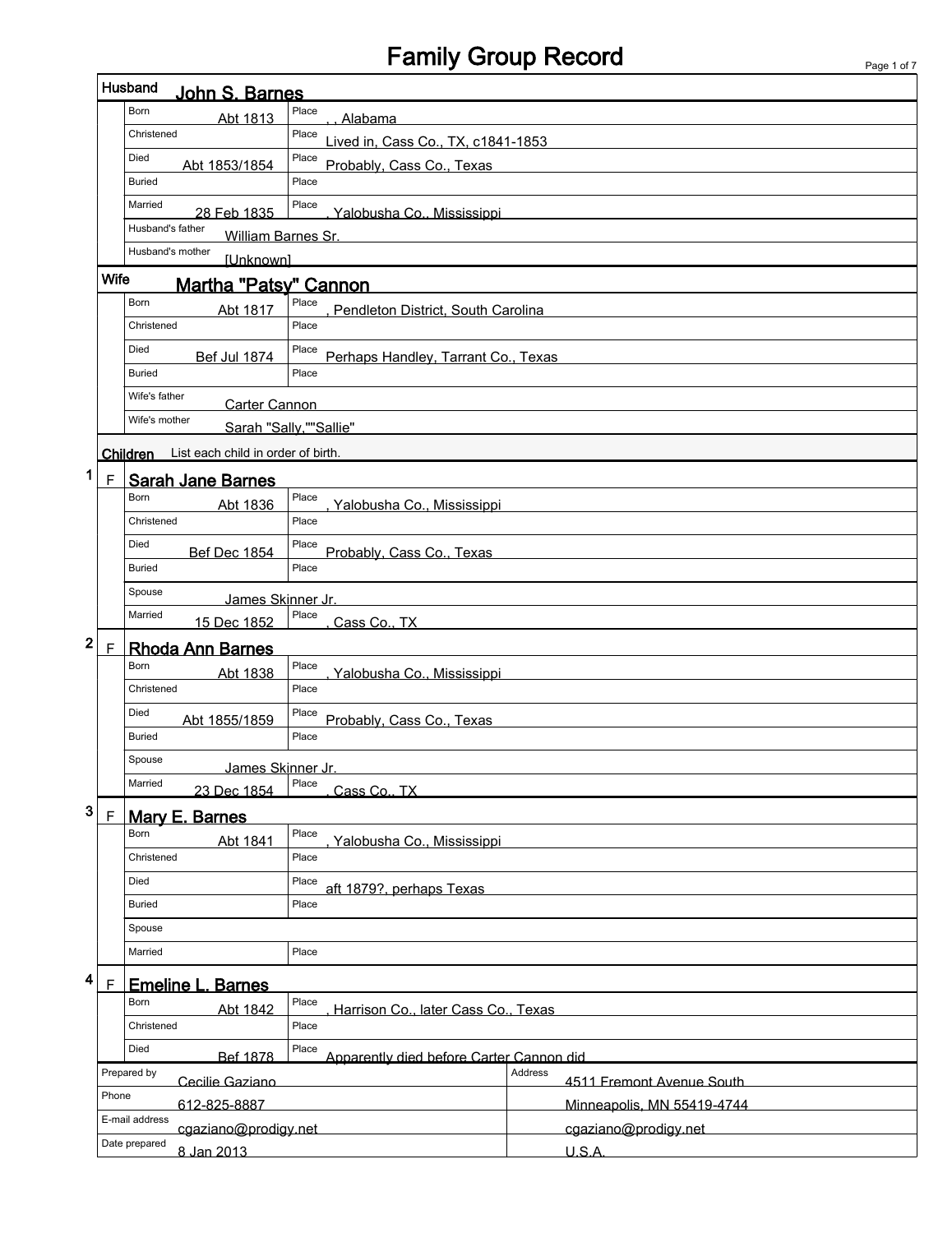# Family Group Record

## Husband: John S. Barnes

| | Date | Place |
|---|---|---|
| Born | Abt 1813 | , , Alabama |
| Christened | | Lived in, Cass Co., TX, c1841-1853 |
| Died | Abt 1853/1854 | Probably, Cass Co., Texas |
| Buried | | |
| Married | 28 Feb 1835 | , Yalobusha Co., Mississippi |

Husband's father: William Barnes Sr.

Husband's mother: [Unknown]

## Wife: Martha "Patsy" Cannon

| | Date | Place |
|---|---|---|
| Born | Abt 1817 | , Pendleton District, South Carolina |
| Christened | | |
| Died | Bef Jul 1874 | Perhaps Handley, Tarrant Co., Texas |
| Buried | | |

Wife's father: Carter Cannon

Wife's mother: Sarah "Sally,""Sallie"

## Children

List each child in order of birth.

### 1 F Sarah Jane Barnes

| | Date | Place |
|---|---|---|
| Born | Abt 1836 | , Yalobusha Co., Mississippi |
| Christened | | |
| Died | Bef Dec 1854 | Probably, Cass Co., Texas |
| Buried | | |

Spouse: James Skinner Jr.

| | Date | Place |
|---|---|---|
| Married | 15 Dec 1852 | , Cass Co., TX |

### 2 F Rhoda Ann Barnes

| | Date | Place |
|---|---|---|
| Born | Abt 1838 | , Yalobusha Co., Mississippi |
| Christened | | |
| Died | Abt 1855/1859 | Probably, Cass Co., Texas |
| Buried | | |

Spouse: James Skinner Jr.

| | Date | Place |
|---|---|---|
| Married | 23 Dec 1854 | , Cass Co., TX |

### 3 F Mary E. Barnes

| | Date | Place |
|---|---|---|
| Born | Abt 1841 | , Yalobusha Co., Mississippi |
| Christened | | |
| Died | | aft 1879?, perhaps Texas |
| Buried | | |

Spouse:

| | Date | Place |
|---|---|---|
| Married | | |

### 4 F Emeline L. Barnes

| | Date | Place |
|---|---|---|
| Born | Abt 1842 | , Harrison Co., later Cass Co., Texas |
| Christened | | |
| Died | Bef 1878 | Apparently died before Carter Cannon did |

| | | | |
|---|---|---|---|
| Prepared by | Cecilie Gaziano | Address | 4511 Fremont Avenue South |
| Phone | 612-825-8887 | | Minneapolis, MN 55419-4744 |
| E-mail address | cgaziano@prodigy.net | | cgaziano@prodigy.net |
| Date prepared | 8 Jan 2013 | | U.S.A. |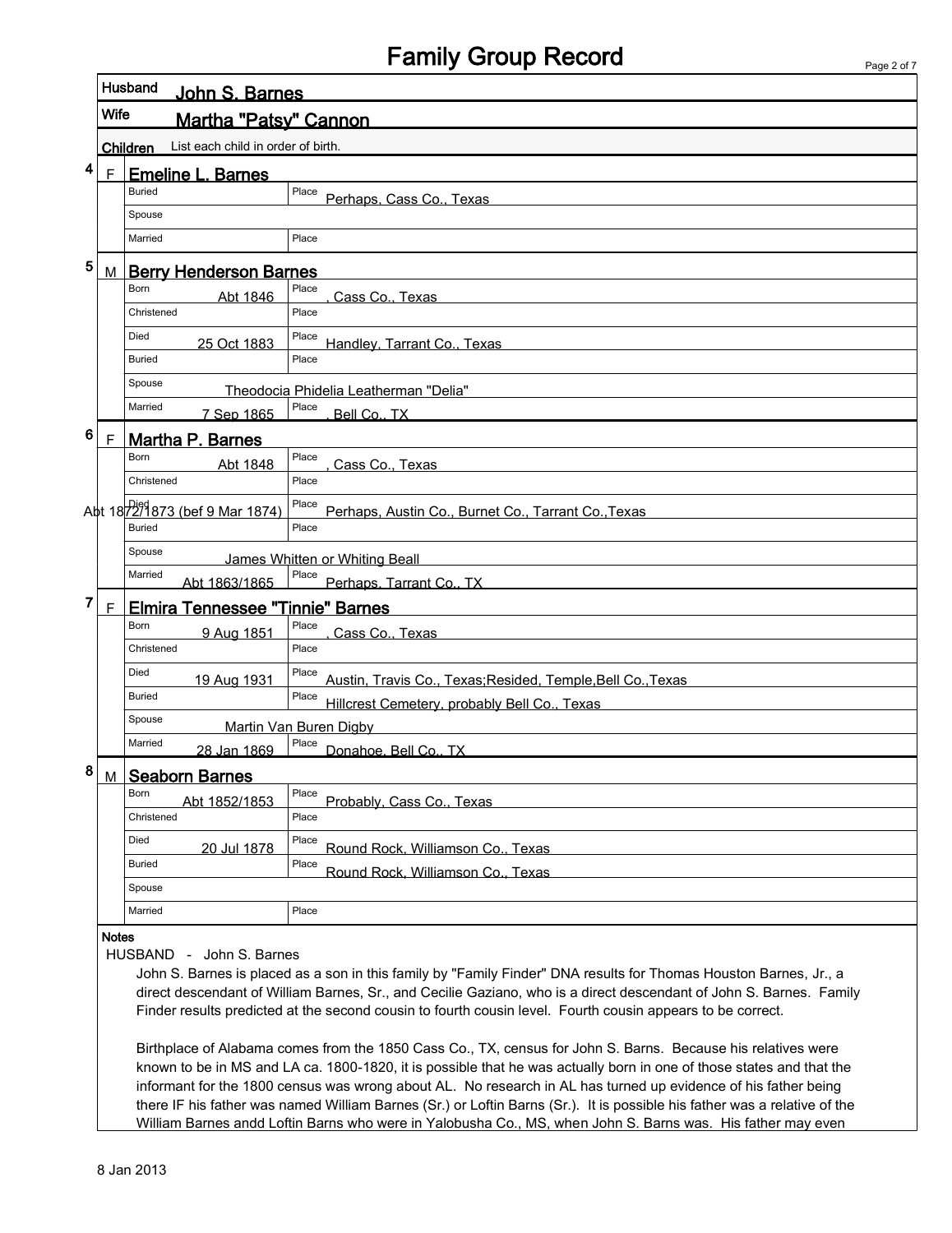# Family Group Record

**Husband** John S. Barnes

**Wife** Martha "Patsy" Cannon

**Children** List each child in order of birth.

### 4 F Emeline L. Barnes

| | | |
|---|---|---|
| Buried | | Place Perhaps, Cass Co., Texas |
| Spouse | | |
| Married | | Place |

### 5 M Berry Henderson Barnes

| | | |
|---|---|---|
| Born | Abt 1846 | Place , Cass Co., Texas |
| Christened | | Place |
| Died | 25 Oct 1883 | Place Handley, Tarrant Co., Texas |
| Buried | | Place |
| Spouse | Theodocia Phidelia Leatherman "Delia" | |
| Married | 7 Sep 1865 | Place , Bell Co., TX |

### 6 F Martha P. Barnes

| | | |
|---|---|---|
| Born | Abt 1848 | Place , Cass Co., Texas |
| Christened | | Place |
| Died | Abt 1872/1873 (bef 9 Mar 1874) | Place Perhaps, Austin Co., Burnet Co., Tarrant Co.,Texas |
| Buried | | Place |
| Spouse | James Whitten or Whiting Beall | |
| Married | Abt 1863/1865 | Place Perhaps, Tarrant Co., TX |

### 7 F Elmira Tennessee "Tinnie" Barnes

| | | |
|---|---|---|
| Born | 9 Aug 1851 | Place , Cass Co., Texas |
| Christened | | Place |
| Died | 19 Aug 1931 | Place Austin, Travis Co., Texas;Resided, Temple,Bell Co.,Texas |
| Buried | | Place Hillcrest Cemetery, probably Bell Co., Texas |
| Spouse | Martin Van Buren Digby | |
| Married | 28 Jan 1869 | Place Donahoe, Bell Co., TX |

### 8 M Seaborn Barnes

| | | |
|---|---|---|
| Born | Abt 1852/1853 | Place Probably, Cass Co., Texas |
| Christened | | Place |
| Died | 20 Jul 1878 | Place Round Rock, Williamson Co., Texas |
| Buried | | Place Round Rock, Williamson Co., Texas |
| Spouse | | |
| Married | | Place |

**Notes**

HUSBAND - John S. Barnes

John S. Barnes is placed as a son in this family by "Family Finder" DNA results for Thomas Houston Barnes, Jr., a direct descendant of William Barnes, Sr., and Cecilie Gaziano, who is a direct descendant of John S. Barnes. Family Finder results predicted at the second cousin to fourth cousin level. Fourth cousin appears to be correct.

Birthplace of Alabama comes from the 1850 Cass Co., TX, census for John S. Barns. Because his relatives were known to be in MS and LA ca. 1800-1820, it is possible that he was actually born in one of those states and that the informant for the 1800 census was wrong about AL. No research in AL has turned up evidence of his father being there IF his father was named William Barnes (Sr.) or Loftin Barns (Sr.). It is possible his father was a relative of the William Barnes andd Loftin Barns who were in Yalobusha Co., MS, when John S. Barns was. His father may even

8 Jan 2013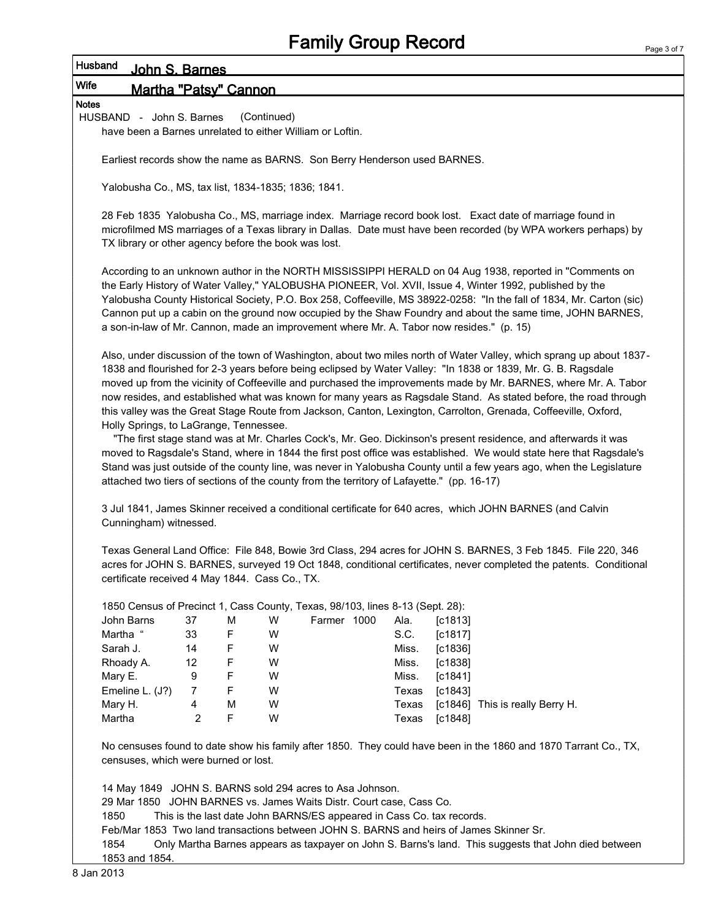# Family Group Record

**Husband** John S. Barnes

**Wife** Martha "Patsy" Cannon

**Notes**

HUSBAND - John S. Barnes (Continued)

have been a Barnes unrelated to either William or Loftin.

Earliest records show the name as BARNS. Son Berry Henderson used BARNES.

Yalobusha Co., MS, tax list, 1834-1835; 1836; 1841.

28 Feb 1835 Yalobusha Co., MS, marriage index. Marriage record book lost. Exact date of marriage found in microfilmed MS marriages of a Texas library in Dallas. Date must have been recorded (by WPA workers perhaps) by TX library or other agency before the book was lost.

According to an unknown author in the NORTH MISSISSIPPI HERALD on 04 Aug 1938, reported in "Comments on the Early History of Water Valley," YALOBUSHA PIONEER, Vol. XVII, Issue 4, Winter 1992, published by the Yalobusha County Historical Society, P.O. Box 258, Coffeeville, MS 38922-0258: "In the fall of 1834, Mr. Carton (sic) Cannon put up a cabin on the ground now occupied by the Shaw Foundry and about the same time, JOHN BARNES, a son-in-law of Mr. Cannon, made an improvement where Mr. A. Tabor now resides." (p. 15)

Also, under discussion of the town of Washington, about two miles north of Water Valley, which sprang up about 1837-1838 and flourished for 2-3 years before being eclipsed by Water Valley: "In 1838 or 1839, Mr. G. B. Ragsdale moved up from the vicinity of Coffeeville and purchased the improvements made by Mr. BARNES, where Mr. A. Tabor now resides, and established what was known for many years as Ragsdale Stand. As stated before, the road through this valley was the Great Stage Route from Jackson, Canton, Lexington, Carrolton, Grenada, Coffeeville, Oxford, Holly Springs, to LaGrange, Tennessee.

"The first stage stand was at Mr. Charles Cock's, Mr. Geo. Dickinson's present residence, and afterwards it was moved to Ragsdale's Stand, where in 1844 the first post office was established. We would state here that Ragsdale's Stand was just outside of the county line, was never in Yalobusha County until a few years ago, when the Legislature attached two tiers of sections of the county from the territory of Lafayette." (pp. 16-17)

3 Jul 1841, James Skinner received a conditional certificate for 640 acres, which JOHN BARNES (and Calvin Cunningham) witnessed.

Texas General Land Office: File 848, Bowie 3rd Class, 294 acres for JOHN S. BARNES, 3 Feb 1845. File 220, 346 acres for JOHN S. BARNES, surveyed 19 Oct 1848, conditional certificates, never completed the patents. Conditional certificate received 4 May 1844. Cass Co., TX.

1850 Census of Precinct 1, Cass County, Texas, 98/103, lines 8-13 (Sept. 28):

| Name | Age | Sex | Race | Occupation | Value | Birthplace | Est. | Note |
|---|---|---|---|---|---|---|---|---|
| John Barns | 37 | M | W | Farmer | 1000 | Ala. | [c1813] | |
| Martha " | 33 | F | W | | | S.C. | [c1817] | |
| Sarah J. | 14 | F | W | | | Miss. | [c1836] | |
| Rhoady A. | 12 | F | W | | | Miss. | [c1838] | |
| Mary E. | 9 | F | W | | | Miss. | [c1841] | |
| Emeline L. (J?) | 7 | F | W | | | Texas | [c1843] | |
| Mary H. | 4 | M | W | | | Texas | [c1846] | This is really Berry H. |
| Martha | 2 | F | W | | | Texas | [c1848] | |

No censuses found to date show his family after 1850. They could have been in the 1860 and 1870 Tarrant Co., TX, censuses, which were burned or lost.

14 May 1849 JOHN S. BARNS sold 294 acres to Asa Johnson.
29 Mar 1850 JOHN BARNES vs. James Waits Distr. Court case, Cass Co.
1850 This is the last date John BARNS/ES appeared in Cass Co. tax records.
Feb/Mar 1853 Two land transactions between JOHN S. BARNS and heirs of James Skinner Sr.
1854 Only Martha Barnes appears as taxpayer on John S. Barns's land. This suggests that John died between 1853 and 1854.

8 Jan 2013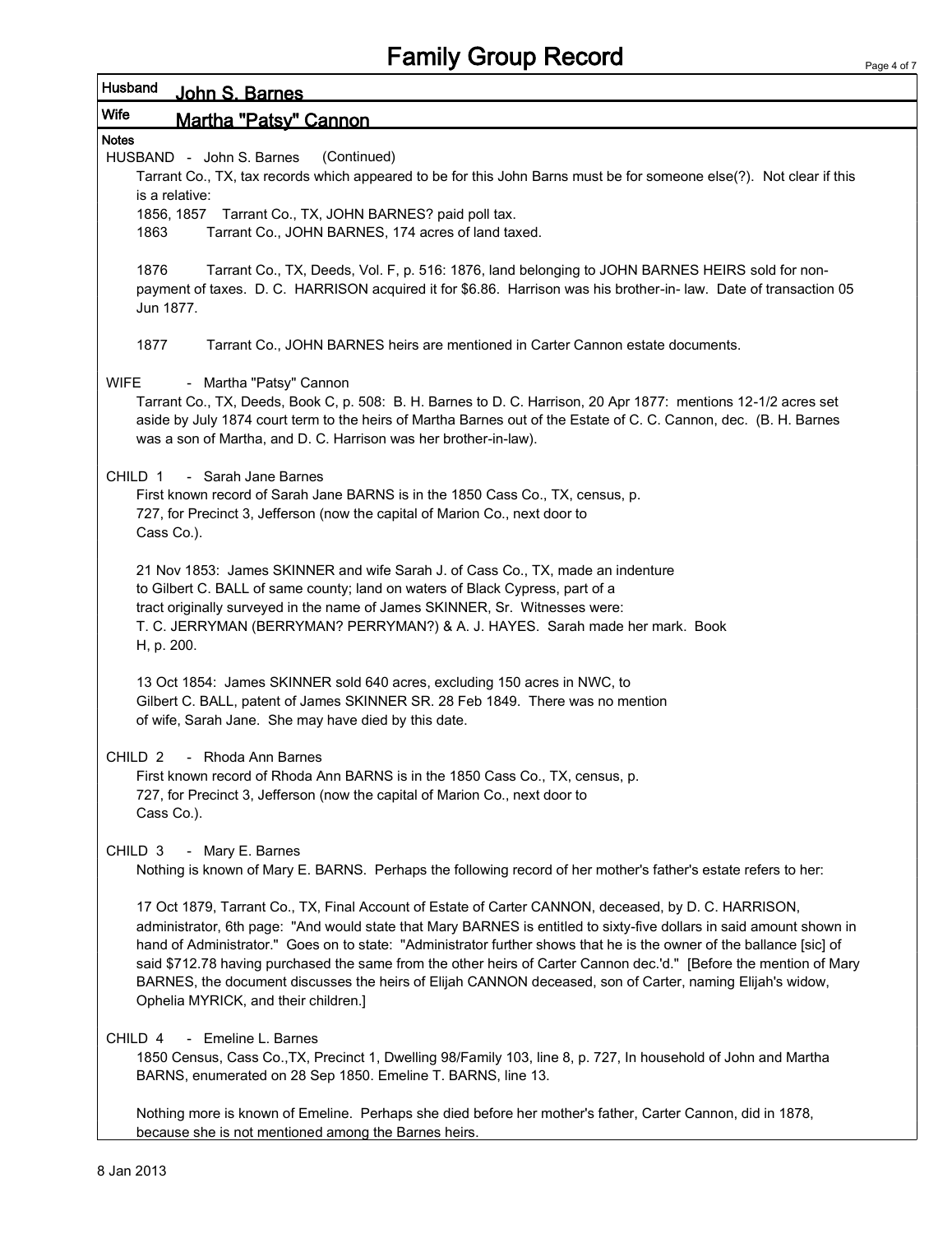# Family Group Record

**Husband** John S. Barnes

**Wife** Martha "Patsy" Cannon

**Notes**

HUSBAND - John S. Barnes (Continued)

Tarrant Co., TX, tax records which appeared to be for this John Barns must be for someone else(?). Not clear if this is a relative:

1856, 1857 Tarrant Co., TX, JOHN BARNES? paid poll tax.

1863 Tarrant Co., JOHN BARNES, 174 acres of land taxed.

1876 Tarrant Co., TX, Deeds, Vol. F, p. 516: 1876, land belonging to JOHN BARNES HEIRS sold for non-payment of taxes. D. C. HARRISON acquired it for $6.86. Harrison was his brother-in- law. Date of transaction 05 Jun 1877.

1877 Tarrant Co., JOHN BARNES heirs are mentioned in Carter Cannon estate documents.

WIFE - Martha "Patsy" Cannon

Tarrant Co., TX, Deeds, Book C, p. 508: B. H. Barnes to D. C. Harrison, 20 Apr 1877: mentions 12-1/2 acres set aside by July 1874 court term to the heirs of Martha Barnes out of the Estate of C. C. Cannon, dec. (B. H. Barnes was a son of Martha, and D. C. Harrison was her brother-in-law).

CHILD 1 - Sarah Jane Barnes

First known record of Sarah Jane BARNS is in the 1850 Cass Co., TX, census, p. 727, for Precinct 3, Jefferson (now the capital of Marion Co., next door to Cass Co.).

21 Nov 1853: James SKINNER and wife Sarah J. of Cass Co., TX, made an indenture to Gilbert C. BALL of same county; land on waters of Black Cypress, part of a tract originally surveyed in the name of James SKINNER, Sr. Witnesses were: T. C. JERRYMAN (BERRYMAN? PERRYMAN?) & A. J. HAYES. Sarah made her mark. Book H, p. 200.

13 Oct 1854: James SKINNER sold 640 acres, excluding 150 acres in NWC, to Gilbert C. BALL, patent of James SKINNER SR. 28 Feb 1849. There was no mention of wife, Sarah Jane. She may have died by this date.

CHILD 2 - Rhoda Ann Barnes

First known record of Rhoda Ann BARNS is in the 1850 Cass Co., TX, census, p. 727, for Precinct 3, Jefferson (now the capital of Marion Co., next door to Cass Co.).

CHILD 3 - Mary E. Barnes

Nothing is known of Mary E. BARNS. Perhaps the following record of her mother's father's estate refers to her:

17 Oct 1879, Tarrant Co., TX, Final Account of Estate of Carter CANNON, deceased, by D. C. HARRISON, administrator, 6th page: "And would state that Mary BARNES is entitled to sixty-five dollars in said amount shown in hand of Administrator." Goes on to state: "Administrator further shows that he is the owner of the ballance [sic] of said $712.78 having purchased the same from the other heirs of Carter Cannon dec.'d." [Before the mention of Mary BARNES, the document discusses the heirs of Elijah CANNON deceased, son of Carter, naming Elijah's widow, Ophelia MYRICK, and their children.]

CHILD 4 - Emeline L. Barnes

1850 Census, Cass Co.,TX, Precinct 1, Dwelling 98/Family 103, line 8, p. 727, In household of John and Martha BARNS, enumerated on 28 Sep 1850. Emeline T. BARNS, line 13.

Nothing more is known of Emeline. Perhaps she died before her mother's father, Carter Cannon, did in 1878, because she is not mentioned among the Barnes heirs.

8 Jan 2013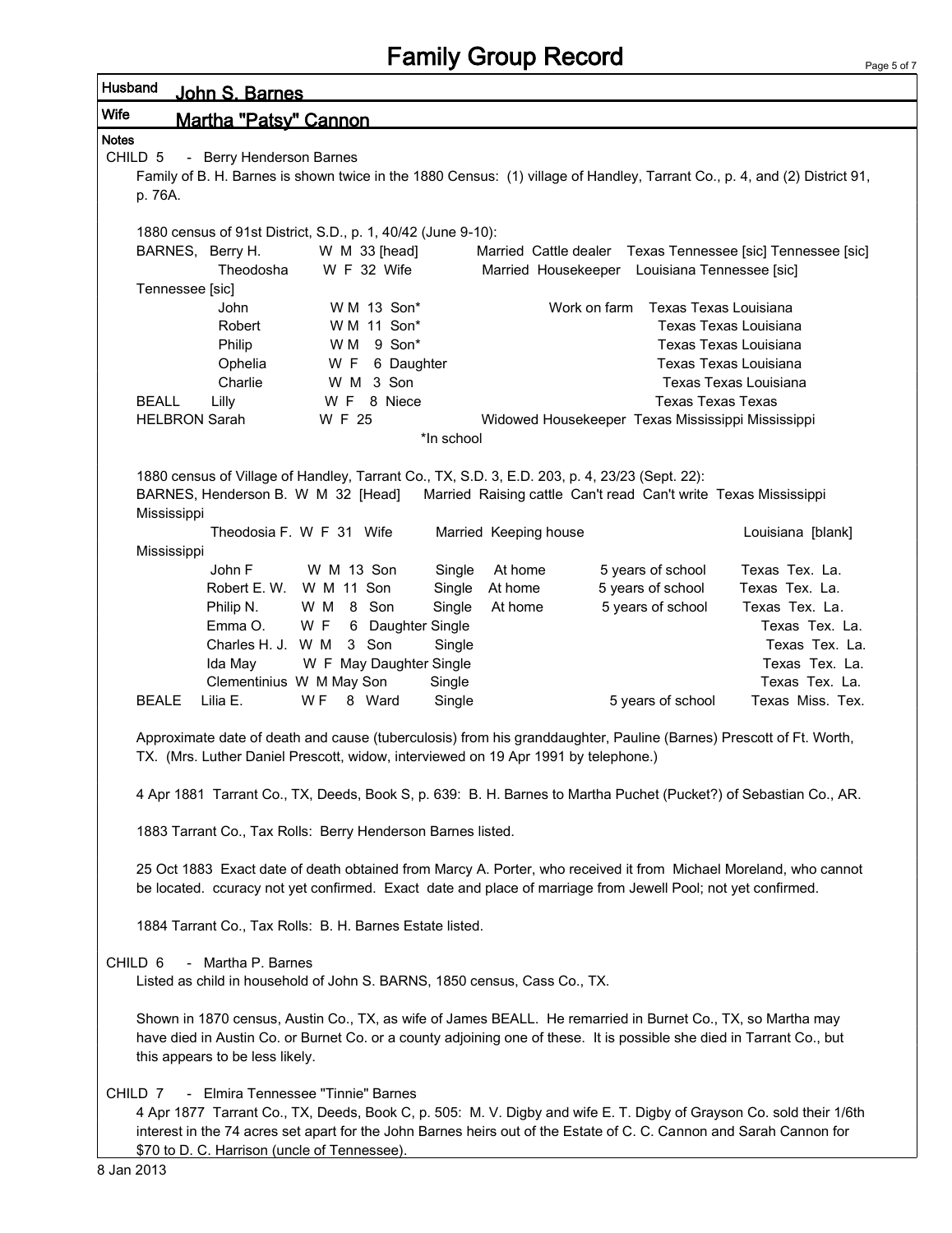# Family Group Record

**Husband** John S. Barnes

**Wife** Martha "Patsy" Cannon

**Notes**

CHILD 5 - Berry Henderson Barnes

Family of B. H. Barnes is shown twice in the 1880 Census: (1) village of Handley, Tarrant Co., p. 4, and (2) District 91, p. 76A.

1880 census of 91st District, S.D., p. 1, 40/42 (June 9-10):

| Name | | Age/Relation | Status/Occupation | Birthplaces |
|---|---|---|---|---|
| BARNES, | Berry H. | W M 33 [head] | Married Cattle dealer | Texas Tennessee [sic] Tennessee [sic] |
| | Theodosha | W F 32 Wife | Married Housekeeper | Louisiana Tennessee [sic] Tennessee [sic] |
| | John | W M 13 Son* | Work on farm | Texas Texas Louisiana |
| | Robert | W M 11 Son* | | Texas Texas Louisiana |
| | Philip | W M 9 Son* | | Texas Texas Louisiana |
| | Ophelia | W F 6 Daughter | | Texas Texas Louisiana |
| | Charlie | W M 3 Son | | Texas Texas Louisiana |
| BEALL | Lilly | W F 8 Niece | | Texas Texas Texas |
| HELBRON | Sarah | W F 25 | Widowed Housekeeper | Texas Mississippi Mississippi |

*In school

1880 census of Village of Handley, Tarrant Co., TX, S.D. 3, E.D. 203, p. 4, 23/23 (Sept. 22):

| Name | | Age/Relation | Marital | Occupation | Education | Birthplaces |
|---|---|---|---|---|---|---|
| BARNES, | Henderson B. | W M 32 [Head] | Married | Raising cattle | Can't read Can't write | Texas Mississippi Mississippi |
| | Theodosia F. | W F 31 Wife | Married | Keeping house | | Louisiana [blank] Mississippi |
| | John F | W M 13 Son | Single | At home | 5 years of school | Texas Tex. La. |
| | Robert E. W. | W M 11 Son | Single | At home | 5 years of school | Texas Tex. La. |
| | Philip N. | W M 8 Son | Single | At home | 5 years of school | Texas Tex. La. |
| | Emma O. | W F 6 Daughter | Single | | | Texas Tex. La. |
| | Charles H. J. | W M 3 Son | Single | | | Texas Tex. La. |
| | Ida May | W F May Daughter | Single | | | Texas Tex. La. |
| | Clementinius | W M May Son | Single | | | Texas Tex. La. |
| BEALE | Lilia E. | W F 8 Ward | Single | | 5 years of school | Texas Miss. Tex. |

Approximate date of death and cause (tuberculosis) from his granddaughter, Pauline (Barnes) Prescott of Ft. Worth, TX. (Mrs. Luther Daniel Prescott, widow, interviewed on 19 Apr 1991 by telephone.)

4 Apr 1881 Tarrant Co., TX, Deeds, Book S, p. 639: B. H. Barnes to Martha Puchet (Pucket?) of Sebastian Co., AR.

1883 Tarrant Co., Tax Rolls: Berry Henderson Barnes listed.

25 Oct 1883 Exact date of death obtained from Marcy A. Porter, who received it from Michael Moreland, who cannot be located. ccuracy not yet confirmed. Exact date and place of marriage from Jewell Pool; not yet confirmed.

1884 Tarrant Co., Tax Rolls: B. H. Barnes Estate listed.

CHILD 6 - Martha P. Barnes

Listed as child in household of John S. BARNS, 1850 census, Cass Co., TX.

Shown in 1870 census, Austin Co., TX, as wife of James BEALL. He remarried in Burnet Co., TX, so Martha may have died in Austin Co. or Burnet Co. or a county adjoining one of these. It is possible she died in Tarrant Co., but this appears to be less likely.

CHILD 7 - Elmira Tennessee "Tinnie" Barnes

4 Apr 1877 Tarrant Co., TX, Deeds, Book C, p. 505: M. V. Digby and wife E. T. Digby of Grayson Co. sold their 1/6th interest in the 74 acres set apart for the John Barnes heirs out of the Estate of C. C. Cannon and Sarah Cannon for $70 to D. C. Harrison (uncle of Tennessee).

8 Jan 2013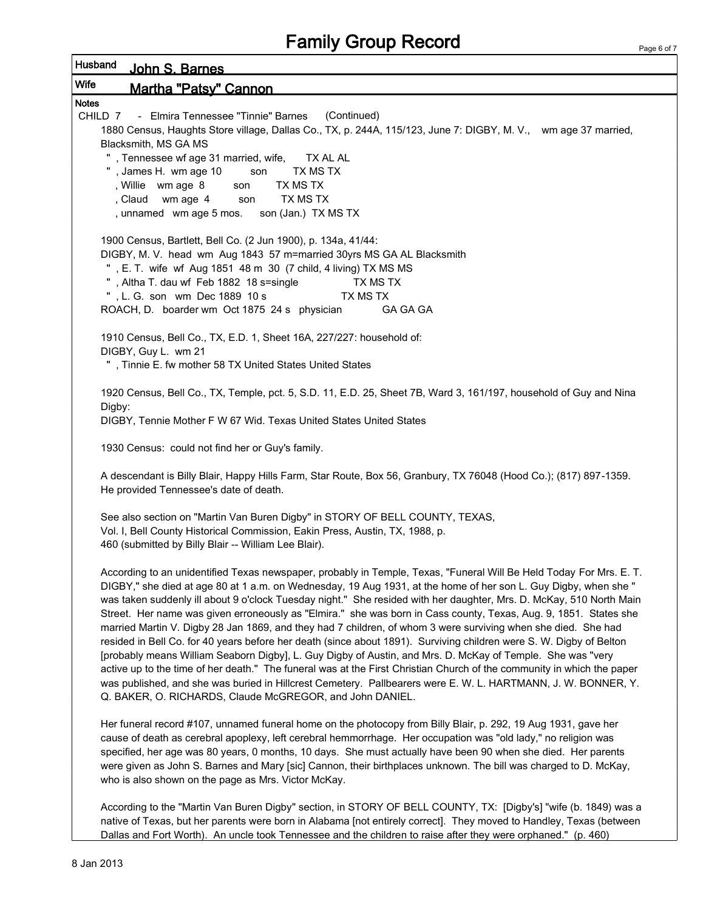# Family Group Record

**Husband** John S. Barnes

**Wife** Martha "Patsy" Cannon

**Notes**

CHILD 7 - Elmira Tennessee "Tinnie" Barnes (Continued)

1880 Census, Haughts Store village, Dallas Co., TX, p. 244A, 115/123, June 7: DIGBY, M. V., wm age 37 married, Blacksmith, MS GA MS
" , Tennessee wf age 31 married, wife, TX AL AL
" , James H. wm age 10 son TX MS TX
, Willie wm age 8 son TX MS TX
, Claud wm age 4 son TX MS TX
, unnamed wm age 5 mos. son (Jan.) TX MS TX

1900 Census, Bartlett, Bell Co. (2 Jun 1900), p. 134a, 41/44:
DIGBY, M. V. head wm Aug 1843 57 m=married 30yrs MS GA AL Blacksmith
" , E. T. wife wf Aug 1851 48 m 30 (7 child, 4 living) TX MS MS
" , Altha T. dau wf Feb 1882 18 s=single TX MS TX
" , L. G. son wm Dec 1889 10 s TX MS TX
ROACH, D. boarder wm Oct 1875 24 s physician GA GA GA

1910 Census, Bell Co., TX, E.D. 1, Sheet 16A, 227/227: household of:
DIGBY, Guy L. wm 21
" , Tinnie E. fw mother 58 TX United States United States

1920 Census, Bell Co., TX, Temple, pct. 5, S.D. 11, E.D. 25, Sheet 7B, Ward 3, 161/197, household of Guy and Nina Digby:
DIGBY, Tennie Mother F W 67 Wid. Texas United States United States

1930 Census: could not find her or Guy's family.

A descendant is Billy Blair, Happy Hills Farm, Star Route, Box 56, Granbury, TX 76048 (Hood Co.); (817) 897-1359. He provided Tennessee's date of death.

See also section on "Martin Van Buren Digby" in STORY OF BELL COUNTY, TEXAS, Vol. I, Bell County Historical Commission, Eakin Press, Austin, TX, 1988, p. 460 (submitted by Billy Blair -- William Lee Blair).

According to an unidentified Texas newspaper, probably in Temple, Texas, "Funeral Will Be Held Today For Mrs. E. T. DIGBY," she died at age 80 at 1 a.m. on Wednesday, 19 Aug 1931, at the home of her son L. Guy Digby, when she " was taken suddenly ill about 9 o'clock Tuesday night." She resided with her daughter, Mrs. D. McKay, 510 North Main Street. Her name was given erroneously as "Elmira." she was born in Cass county, Texas, Aug. 9, 1851. States she married Martin V. Digby 28 Jan 1869, and they had 7 children, of whom 3 were surviving when she died. She had resided in Bell Co. for 40 years before her death (since about 1891). Surviving children were S. W. Digby of Belton [probably means William Seaborn Digby], L. Guy Digby of Austin, and Mrs. D. McKay of Temple. She was "very active up to the time of her death." The funeral was at the First Christian Church of the community in which the paper was published, and she was buried in Hillcrest Cemetery. Pallbearers were E. W. L. HARTMANN, J. W. BONNER, Y. Q. BAKER, O. RICHARDS, Claude McGREGOR, and John DANIEL.

Her funeral record #107, unnamed funeral home on the photocopy from Billy Blair, p. 292, 19 Aug 1931, gave her cause of death as cerebral apoplexy, left cerebral hemmorrhage. Her occupation was "old lady," no religion was specified, her age was 80 years, 0 months, 10 days. She must actually have been 90 when she died. Her parents were given as John S. Barnes and Mary [sic] Cannon, their birthplaces unknown. The bill was charged to D. McKay, who is also shown on the page as Mrs. Victor McKay.

According to the "Martin Van Buren Digby" section, in STORY OF BELL COUNTY, TX: [Digby's] "wife (b. 1849) was a native of Texas, but her parents were born in Alabama [not entirely correct]. They moved to Handley, Texas (between Dallas and Fort Worth). An uncle took Tennessee and the children to raise after they were orphaned." (p. 460)

8 Jan 2013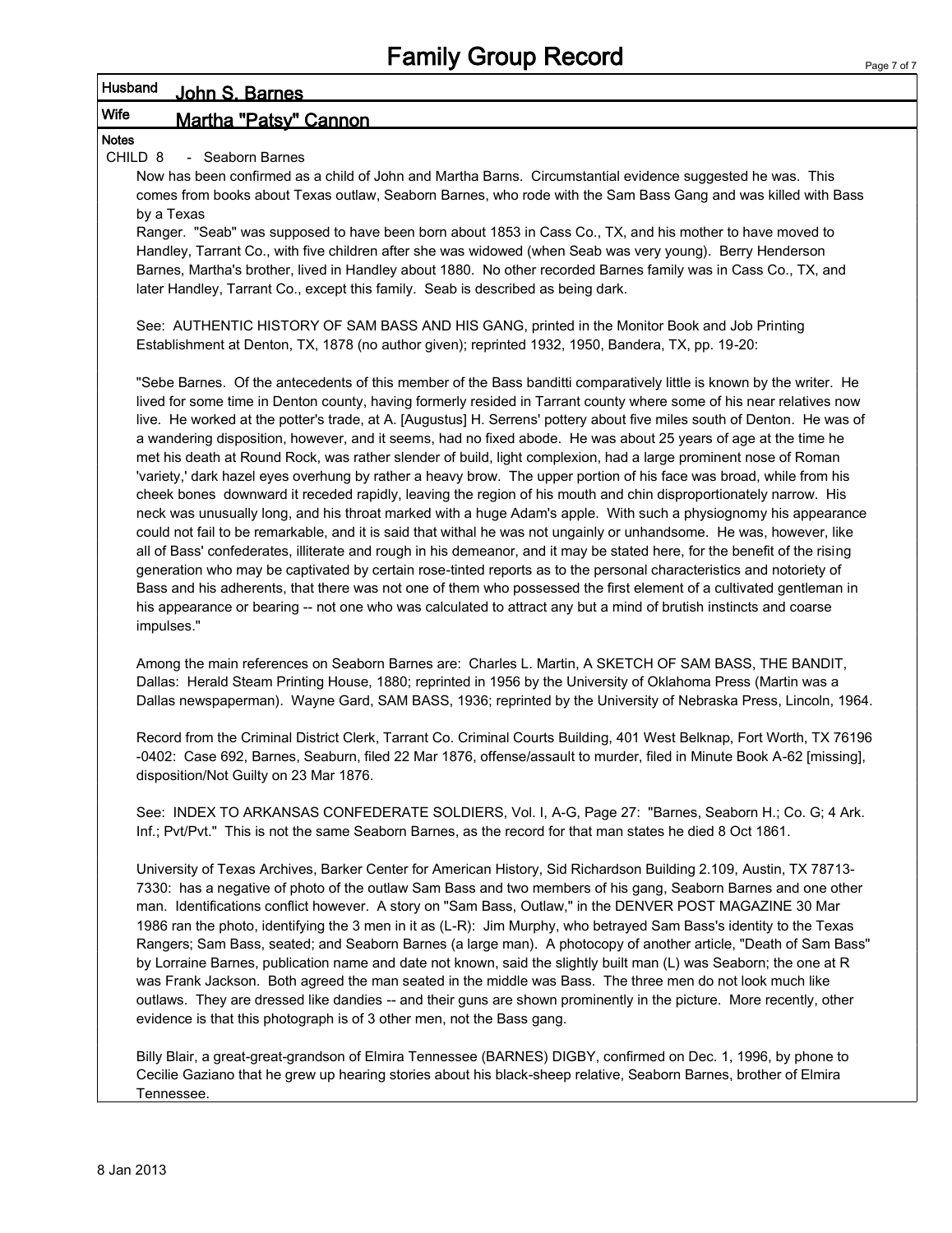# Family Group Record

**Husband** John S. Barnes

**Wife** Martha "Patsy" Cannon

**Notes**

CHILD 8 - Seaborn Barnes

Now has been confirmed as a child of John and Martha Barns. Circumstantial evidence suggested he was. This comes from books about Texas outlaw, Seaborn Barnes, who rode with the Sam Bass Gang and was killed with Bass by a Texas Ranger. "Seab" was supposed to have been born about 1853 in Cass Co., TX, and his mother to have moved to Handley, Tarrant Co., with five children after she was widowed (when Seab was very young). Berry Henderson Barnes, Martha's brother, lived in Handley about 1880. No other recorded Barnes family was in Cass Co., TX, and later Handley, Tarrant Co., except this family. Seab is described as being dark.

See: AUTHENTIC HISTORY OF SAM BASS AND HIS GANG, printed in the Monitor Book and Job Printing Establishment at Denton, TX, 1878 (no author given); reprinted 1932, 1950, Bandera, TX, pp. 19-20:

"Sebe Barnes. Of the antecedents of this member of the Bass banditti comparatively little is known by the writer. He lived for some time in Denton county, having formerly resided in Tarrant county where some of his near relatives now live. He worked at the potter's trade, at A. [Augustus] H. Serrens' pottery about five miles south of Denton. He was of a wandering disposition, however, and it seems, had no fixed abode. He was about 25 years of age at the time he met his death at Round Rock, was rather slender of build, light complexion, had a large prominent nose of Roman 'variety,' dark hazel eyes overhung by rather a heavy brow. The upper portion of his face was broad, while from his cheek bones downward it receded rapidly, leaving the region of his mouth and chin disproportionately narrow. His neck was unusually long, and his throat marked with a huge Adam's apple. With such a physiognomy his appearance could not fail to be remarkable, and it is said that withal he was not ungainly or unhandsome. He was, however, like all of Bass' confederates, illiterate and rough in his demeanor, and it may be stated here, for the benefit of the rising generation who may be captivated by certain rose-tinted reports as to the personal characteristics and notoriety of Bass and his adherents, that there was not one of them who possessed the first element of a cultivated gentleman in his appearance or bearing -- not one who was calculated to attract any but a mind of brutish instincts and coarse impulses."

Among the main references on Seaborn Barnes are: Charles L. Martin, A SKETCH OF SAM BASS, THE BANDIT, Dallas: Herald Steam Printing House, 1880; reprinted in 1956 by the University of Oklahoma Press (Martin was a Dallas newspaperman). Wayne Gard, SAM BASS, 1936; reprinted by the University of Nebraska Press, Lincoln, 1964.

Record from the Criminal District Clerk, Tarrant Co. Criminal Courts Building, 401 West Belknap, Fort Worth, TX 76196-0402: Case 692, Barnes, Seaburn, filed 22 Mar 1876, offense/assault to murder, filed in Minute Book A-62 [missing], disposition/Not Guilty on 23 Mar 1876.

See: INDEX TO ARKANSAS CONFEDERATE SOLDIERS, Vol. I, A-G, Page 27: "Barnes, Seaborn H.; Co. G; 4 Ark. Inf.; Pvt/Pvt." This is not the same Seaborn Barnes, as the record for that man states he died 8 Oct 1861.

University of Texas Archives, Barker Center for American History, Sid Richardson Building 2.109, Austin, TX 78713-7330: has a negative of photo of the outlaw Sam Bass and two members of his gang, Seaborn Barnes and one other man. Identifications conflict however. A story on "Sam Bass, Outlaw," in the DENVER POST MAGAZINE 30 Mar 1986 ran the photo, identifying the 3 men in it as (L-R): Jim Murphy, who betrayed Sam Bass's identity to the Texas Rangers; Sam Bass, seated; and Seaborn Barnes (a large man). A photocopy of another article, "Death of Sam Bass" by Lorraine Barnes, publication name and date not known, said the slightly built man (L) was Seaborn; the one at R was Frank Jackson. Both agreed the man seated in the middle was Bass. The three men do not look much like outlaws. They are dressed like dandies -- and their guns are shown prominently in the picture. More recently, other evidence is that this photograph is of 3 other men, not the Bass gang.

Billy Blair, a great-great-grandson of Elmira Tennessee (BARNES) DIGBY, confirmed on Dec. 1, 1996, by phone to Cecilie Gaziano that he grew up hearing stories about his black-sheep relative, Seaborn Barnes, brother of Elmira Tennessee.

8 Jan 2013